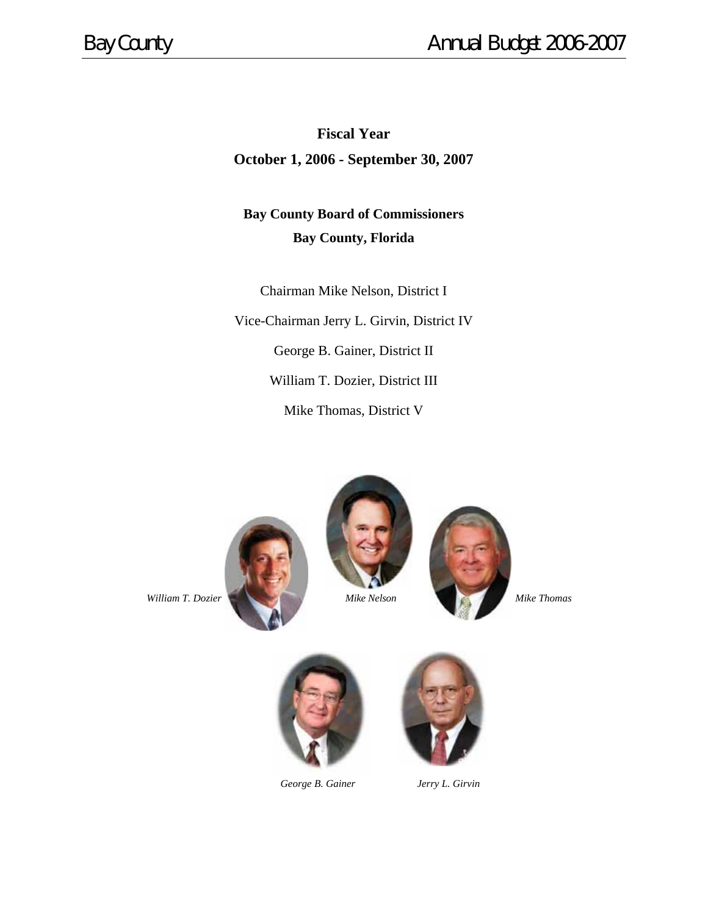**Fiscal Year**

**October 1, 2006 - September 30, 2007**

**Bay County Board of Commissioners**

**Bay County, Florida**

Chairman Mike Nelson, District I

Vice-Chairman Jerry L. Girvin, District IV

George B. Gainer, District II

William T. Dozier, District III

Mike Thomas, District V

*William T. Dozier*

*Mike Nelson*

*Mike Thomas*

*George B. Gainer*

*Jerry L. Girvin*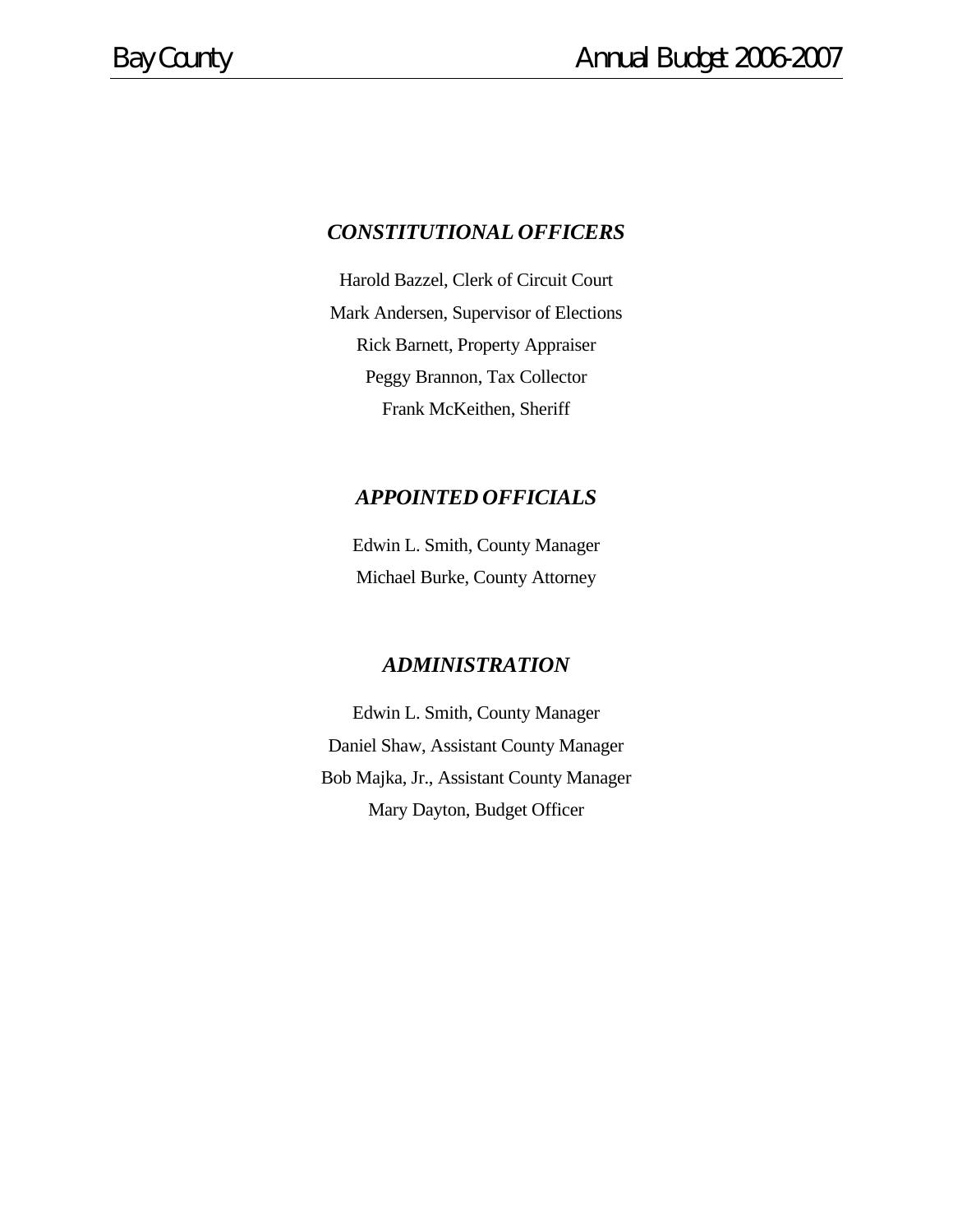## *CONSTITUTIONAL OFFICERS*

Harold Bazzel, Clerk of Circuit Court

Mark Andersen, Supervisor of Elections

Rick Barnett, Property Appraiser

Peggy Brannon, Tax Collector

Frank McKeithen, Sheriff

## *APPOINTED OFFICIALS*

Edwin L. Smith, County Manager

Michael Burke, County Attorney

## *ADMINISTRATION*

Edwin L. Smith, County Manager

Daniel Shaw, Assistant County Manager

Bob Majka, Jr., Assistant County Manager

Mary Dayton, Budget Officer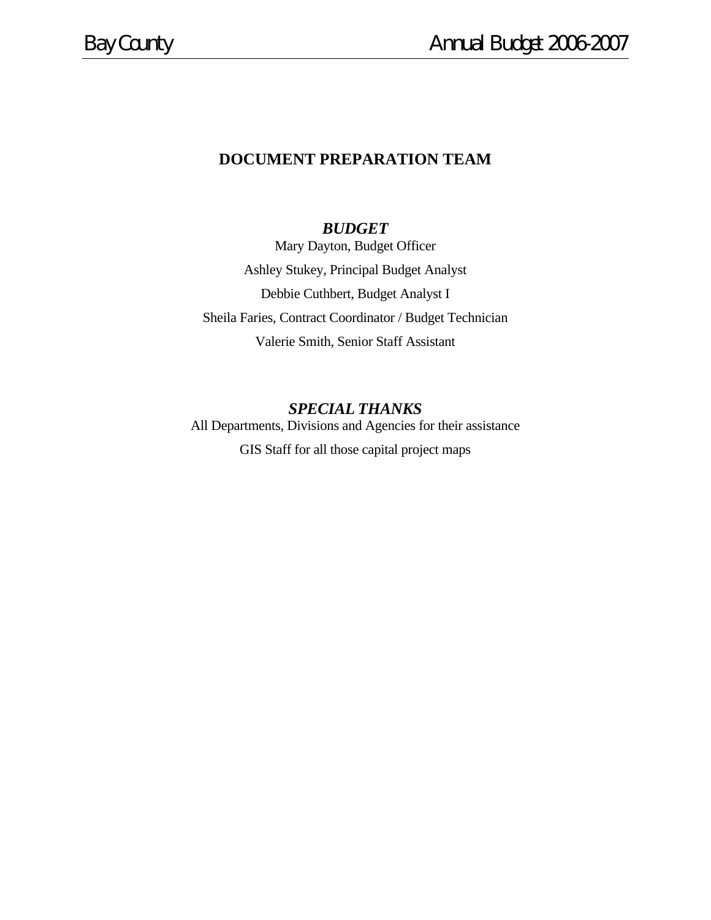# DOCUMENT PREPARATION TEAM

## *BUDGET*

Mary Dayton, Budget Officer

Ashley Stukey, Principal Budget Analyst

Debbie Cuthbert, Budget Analyst I

Sheila Faries, Contract Coordinator / Budget Technician

Valerie Smith, Senior Staff Assistant

## *SPECIAL THANKS*

All Departments, Divisions and Agencies for their assistance

GIS Staff for all those capital project maps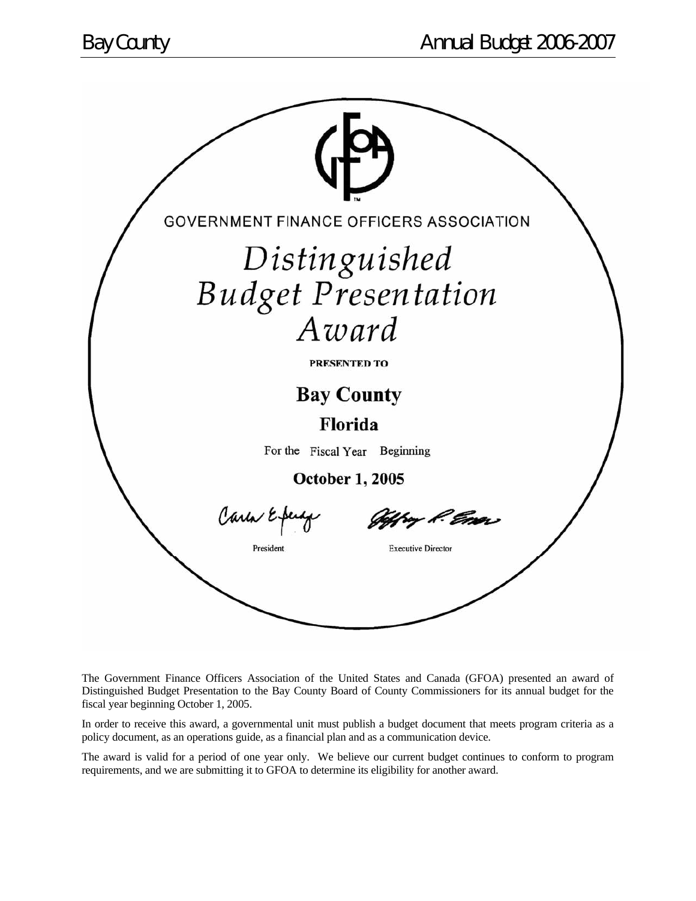GOVERNMENT FINANCE OFFICERS ASSOCIATION

# Distinguished Budget Presentation Award

PRESENTED TO

**Bay County**

**Florida**

For the Fiscal Year Beginning

**October 1, 2005**

President　　　　　　Executive Director

The Government Finance Officers Association of the United States and Canada (GFOA) presented an award of Distinguished Budget Presentation to the Bay County Board of County Commissioners for its annual budget for the fiscal year beginning October 1, 2005.

In order to receive this award, a governmental unit must publish a budget document that meets program criteria as a policy document, as an operations guide, as a financial plan and as a communication device.

The award is valid for a period of one year only. We believe our current budget continues to conform to program requirements, and we are submitting it to GFOA to determine its eligibility for another award.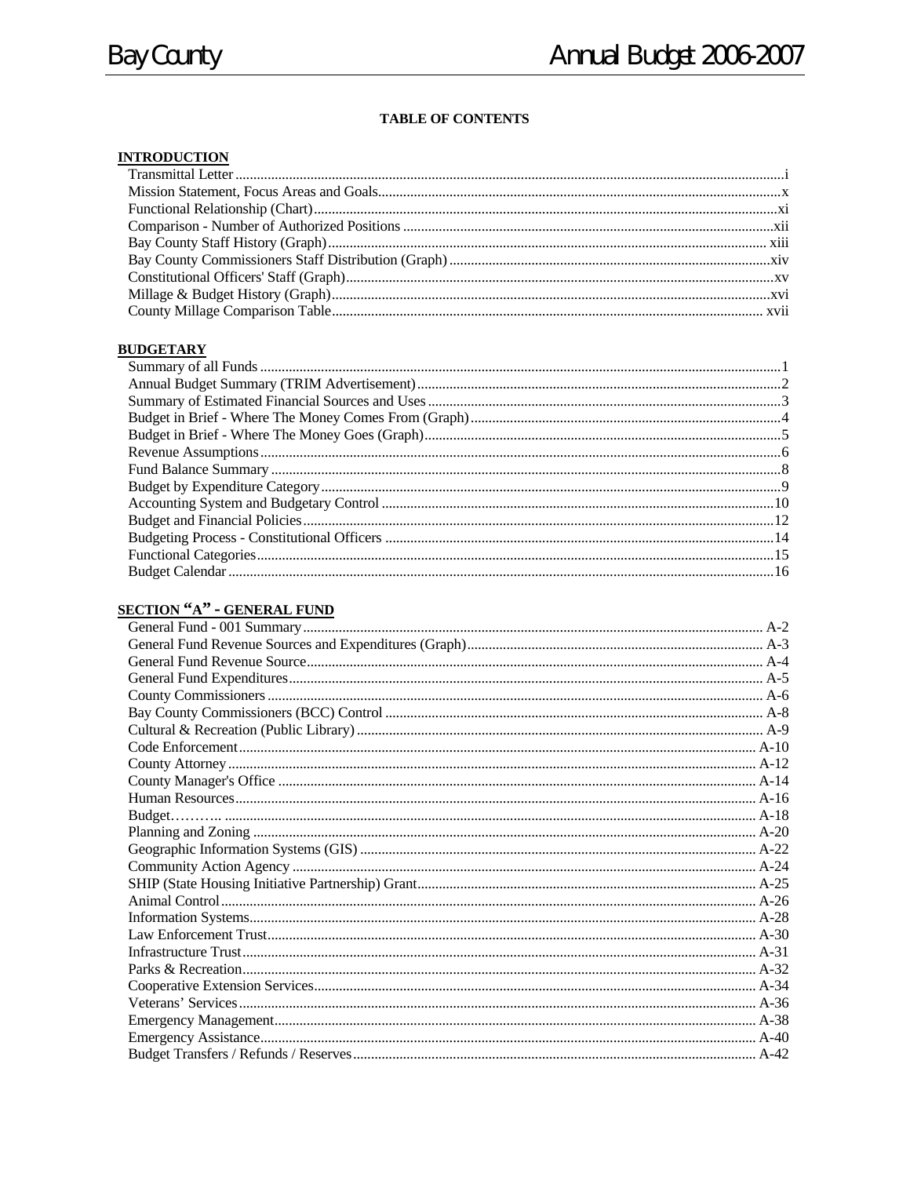**TABLE OF CONTENTS**

**INTRODUCTION**

Transmittal Letter ........................................................................................................i
Mission Statement, Focus Areas and Goals...............................................................x
Functional Relationship (Chart)................................................................................xi
Comparison - Number of Authorized Positions .......................................................xii
Bay County Staff History (Graph)........................................................................... xiii
Bay County Commissioners Staff Distribution (Graph) ..........................................xiv
Constitutional Officers' Staff (Graph).......................................................................xv
Millage & Budget History (Graph)..........................................................................xvi
County Millage Comparison Table......................................................................... xvii

**BUDGETARY**

Summary of all Funds ...............................................................................................1
Annual Budget Summary (TRIM Advertisement).....................................................2
Summary of Estimated Financial Sources and Uses ..................................................3
Budget in Brief - Where The Money Comes From (Graph).......................................4
Budget in Brief - Where The Money Goes (Graph)...................................................5
Revenue Assumptions................................................................................................6
Fund Balance Summary .............................................................................................8
Budget by Expenditure Category................................................................................9
Accounting System and Budgetary Control .............................................................10
Budget and Financial Policies..................................................................................12
Budgeting Process - Constitutional Officers ............................................................14
Functional Categories...............................................................................................15
Budget Calendar.......................................................................................................16

**SECTION "A" - GENERAL FUND**

General Fund - 001 Summary.................................................................................. A-2
General Fund Revenue Sources and Expenditures (Graph)...................................... A-3
General Fund Revenue Source................................................................................. A-4
General Fund Expenditures...................................................................................... A-5
County Commissioners ............................................................................................ A-6
Bay County Commissioners (BCC) Control ............................................................ A-8
Cultural & Recreation (Public Library) ................................................................... A-9
Code Enforcement.................................................................................................. A-10
County Attorney..................................................................................................... A-12
County Manager's Office ....................................................................................... A-14
Human Resources................................................................................................... A-16
Budget……….. ..................................................................................................... A-18
Planning and Zoning .............................................................................................. A-20
Geographic Information Systems (GIS) ................................................................. A-22
Community Action Agency ................................................................................... A-24
SHIP (State Housing Initiative Partnership) Grant................................................. A-25
Animal Control....................................................................................................... A-26
Information Systems............................................................................................... A-28
Law Enforcement Trust.......................................................................................... A-30
Infrastructure Trust................................................................................................. A-31
Parks & Recreation................................................................................................. A-32
Cooperative Extension Services............................................................................. A-34
Veterans' Services.................................................................................................. A-36
Emergency Management........................................................................................ A-38
Emergency Assistance............................................................................................ A-40
Budget Transfers / Refunds / Reserves................................................................... A-42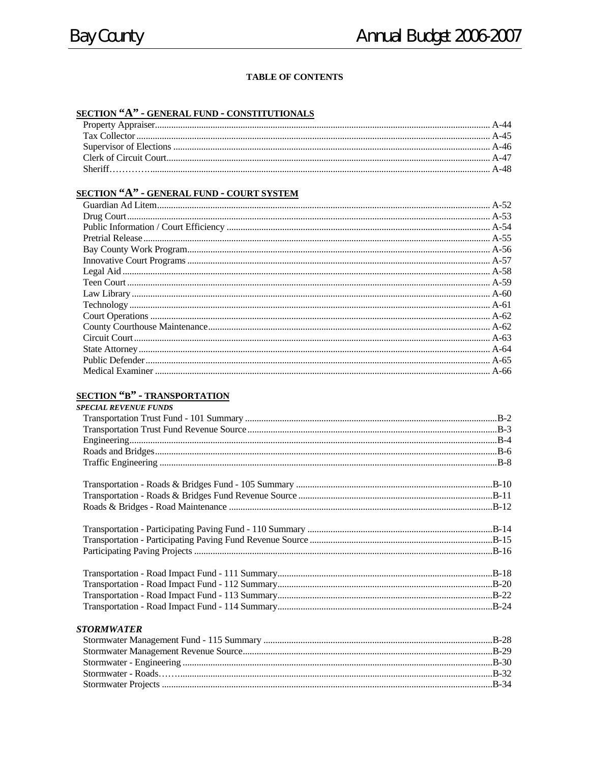**TABLE OF CONTENTS**

## SECTION "A" - GENERAL FUND - CONSTITUTIONALS

Property Appraiser.......... A-44
Tax Collector.......... A-45
Supervisor of Elections.......... A-46
Clerk of Circuit Court.......... A-47
Sheriff………….......... A-48

## SECTION "A" - GENERAL FUND - COURT SYSTEM

Guardian Ad Litem.......... A-52
Drug Court.......... A-53
Public Information / Court Efficiency.......... A-54
Pretrial Release.......... A-55
Bay County Work Program.......... A-56
Innovative Court Programs.......... A-57
Legal Aid.......... A-58
Teen Court.......... A-59
Law Library.......... A-60
Technology.......... A-61
Court Operations.......... A-62
County Courthouse Maintenance.......... A-62
Circuit Court.......... A-63
State Attorney.......... A-64
Public Defender.......... A-65
Medical Examiner.......... A-66

## SECTION "B" - TRANSPORTATION

***SPECIAL REVENUE FUNDS***

Transportation Trust Fund - 101 Summary.......... B-2
Transportation Trust Fund Revenue Source.......... B-3
Engineering.......... B-4
Roads and Bridges.......... B-6
Traffic Engineering.......... B-8

Transportation - Roads & Bridges Fund - 105 Summary.......... B-10
Transportation - Roads & Bridges Fund Revenue Source.......... B-11
Roads & Bridges - Road Maintenance.......... B-12

Transportation - Participating Paving Fund - 110 Summary.......... B-14
Transportation - Participating Paving Fund Revenue Source.......... B-15
Participating Paving Projects.......... B-16

Transportation - Road Impact Fund - 111 Summary.......... B-18
Transportation - Road Impact Fund - 112 Summary.......... B-20
Transportation - Road Impact Fund - 113 Summary.......... B-22
Transportation - Road Impact Fund - 114 Summary.......... B-24

***STORMWATER***

Stormwater Management Fund - 115 Summary.......... B-28
Stormwater Management Revenue Source.......... B-29
Stormwater - Engineering.......... B-30
Stormwater - Roads……........... B-32
Stormwater Projects.......... B-34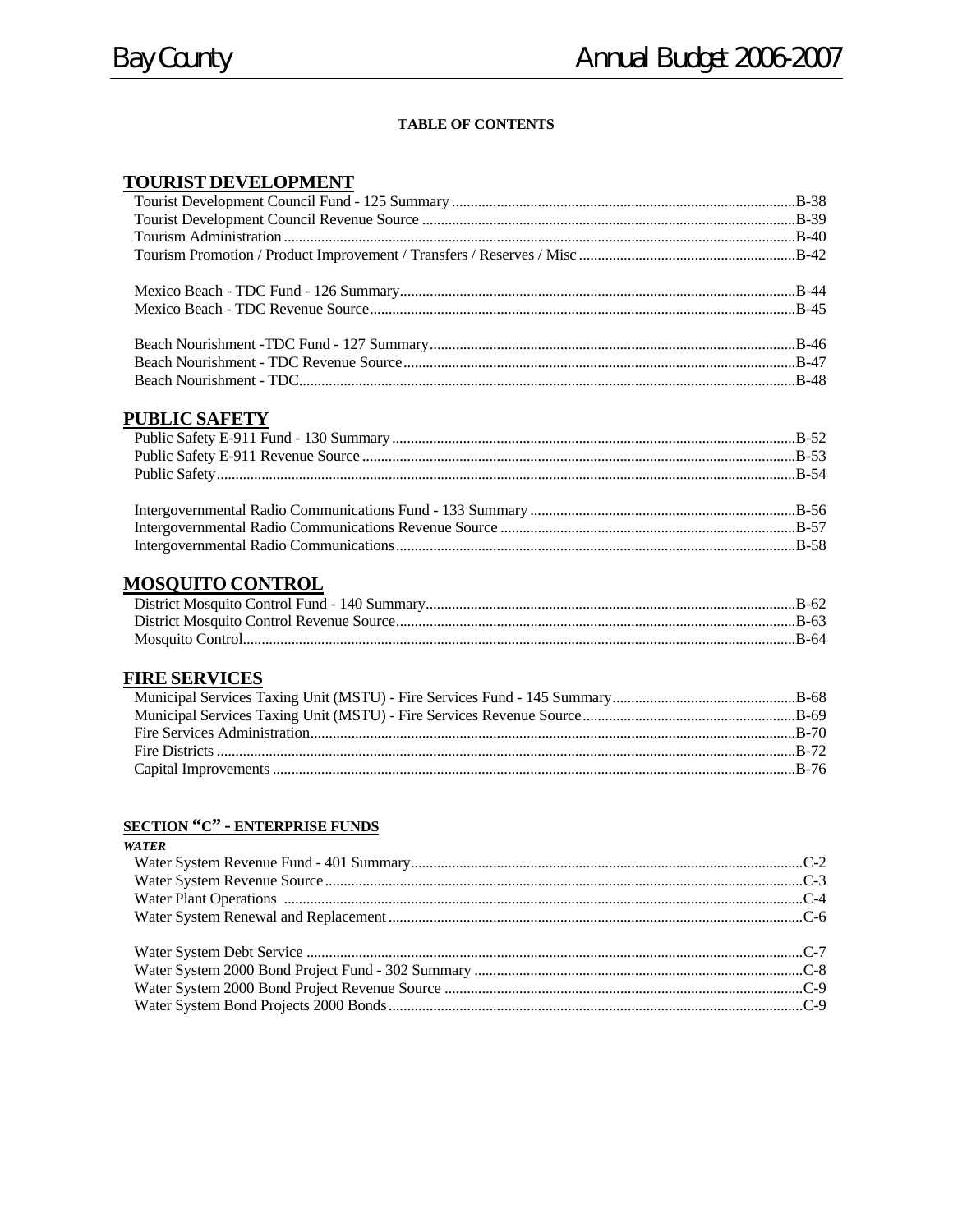**TABLE OF CONTENTS**

## TOURIST DEVELOPMENT

Tourist Development Council Fund - 125 Summary ........ B-38
Tourist Development Council Revenue Source ........ B-39
Tourism Administration ........ B-40
Tourism Promotion / Product Improvement / Transfers / Reserves / Misc ........ B-42

Mexico Beach - TDC Fund - 126 Summary ........ B-44
Mexico Beach - TDC Revenue Source ........ B-45

Beach Nourishment -TDC Fund - 127 Summary ........ B-46
Beach Nourishment - TDC Revenue Source ........ B-47
Beach Nourishment - TDC ........ B-48

## PUBLIC SAFETY

Public Safety E-911 Fund - 130 Summary ........ B-52
Public Safety E-911 Revenue Source ........ B-53
Public Safety ........ B-54

Intergovernmental Radio Communications Fund - 133 Summary ........ B-56
Intergovernmental Radio Communications Revenue Source ........ B-57
Intergovernmental Radio Communications ........ B-58

## MOSQUITO CONTROL

District Mosquito Control Fund - 140 Summary ........ B-62
District Mosquito Control Revenue Source ........ B-63
Mosquito Control ........ B-64

## FIRE SERVICES

Municipal Services Taxing Unit (MSTU) - Fire Services Fund - 145 Summary ........ B-68
Municipal Services Taxing Unit (MSTU) - Fire Services Revenue Source ........ B-69
Fire Services Administration ........ B-70
Fire Districts ........ B-72
Capital Improvements ........ B-76

## SECTION "C" - ENTERPRISE FUNDS

***WATER***

Water System Revenue Fund - 401 Summary ........ C-2
Water System Revenue Source ........ C-3
Water Plant Operations ........ C-4
Water System Renewal and Replacement ........ C-6

Water System Debt Service ........ C-7
Water System 2000 Bond Project Fund - 302 Summary ........ C-8
Water System 2000 Bond Project Revenue Source ........ C-9
Water System Bond Projects 2000 Bonds ........ C-9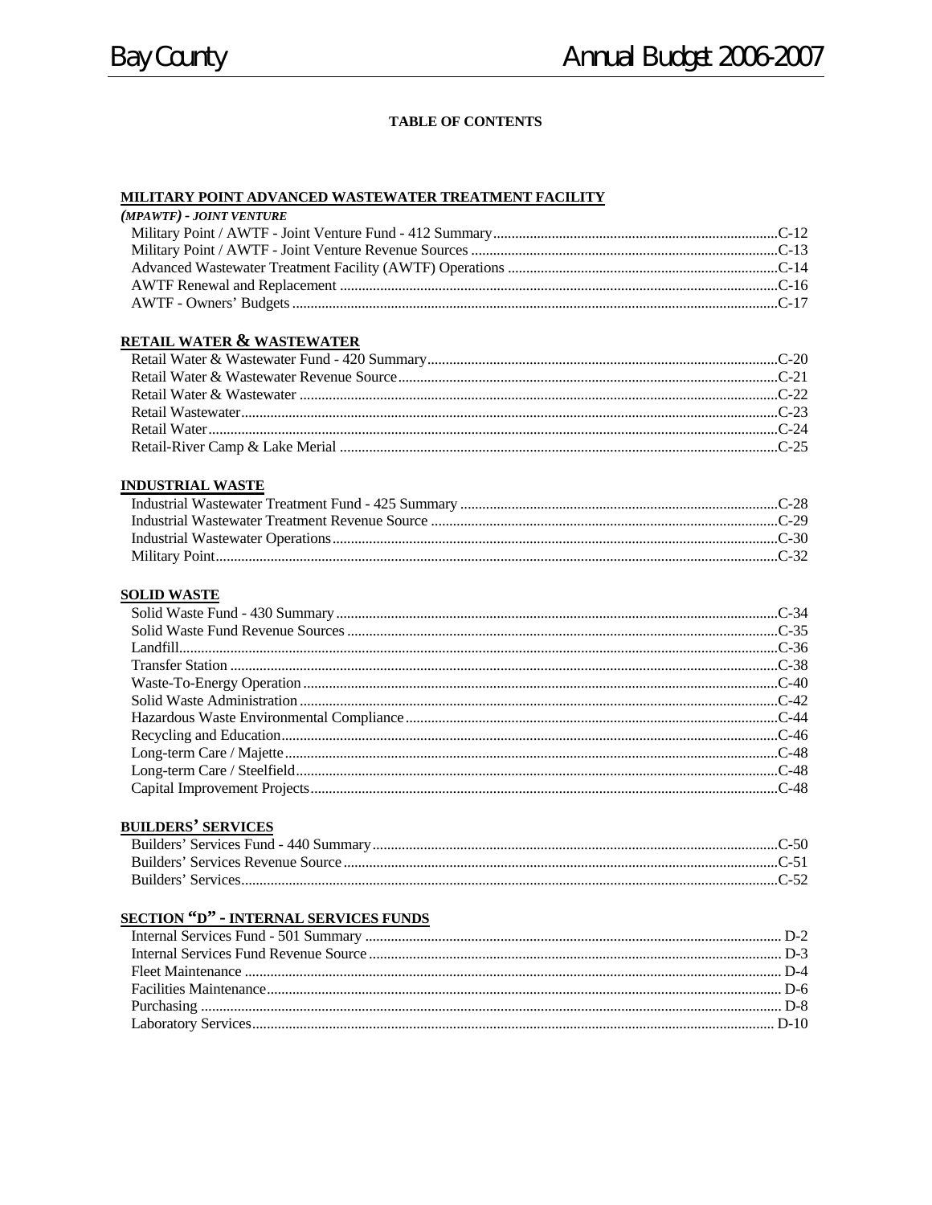## TABLE OF CONTENTS

### MILITARY POINT ADVANCED WASTEWATER TREATMENT FACILITY

***(MPAWTF) - JOINT VENTURE***

- Military Point / AWTF - Joint Venture Fund - 412 Summary ........ C-12
- Military Point / AWTF - Joint Venture Revenue Sources ........ C-13
- Advanced Wastewater Treatment Facility (AWTF) Operations ........ C-14
- AWTF Renewal and Replacement ........ C-16
- AWTF - Owners' Budgets ........ C-17

### RETAIL WATER & WASTEWATER

- Retail Water & Wastewater Fund - 420 Summary ........ C-20
- Retail Water & Wastewater Revenue Source ........ C-21
- Retail Water & Wastewater ........ C-22
- Retail Wastewater ........ C-23
- Retail Water ........ C-24
- Retail-River Camp & Lake Merial ........ C-25

### INDUSTRIAL WASTE

- Industrial Wastewater Treatment Fund - 425 Summary ........ C-28
- Industrial Wastewater Treatment Revenue Source ........ C-29
- Industrial Wastewater Operations ........ C-30
- Military Point ........ C-32

### SOLID WASTE

- Solid Waste Fund - 430 Summary ........ C-34
- Solid Waste Fund Revenue Sources ........ C-35
- Landfill ........ C-36
- Transfer Station ........ C-38
- Waste-To-Energy Operation ........ C-40
- Solid Waste Administration ........ C-42
- Hazardous Waste Environmental Compliance ........ C-44
- Recycling and Education ........ C-46
- Long-term Care / Majette ........ C-48
- Long-term Care / Steelfield ........ C-48
- Capital Improvement Projects ........ C-48

### BUILDERS' SERVICES

- Builders' Services Fund - 440 Summary ........ C-50
- Builders' Services Revenue Source ........ C-51
- Builders' Services ........ C-52

### SECTION "D" - INTERNAL SERVICES FUNDS

- Internal Services Fund - 501 Summary ........ D-2
- Internal Services Fund Revenue Source ........ D-3
- Fleet Maintenance ........ D-4
- Facilities Maintenance ........ D-6
- Purchasing ........ D-8
- Laboratory Services ........ D-10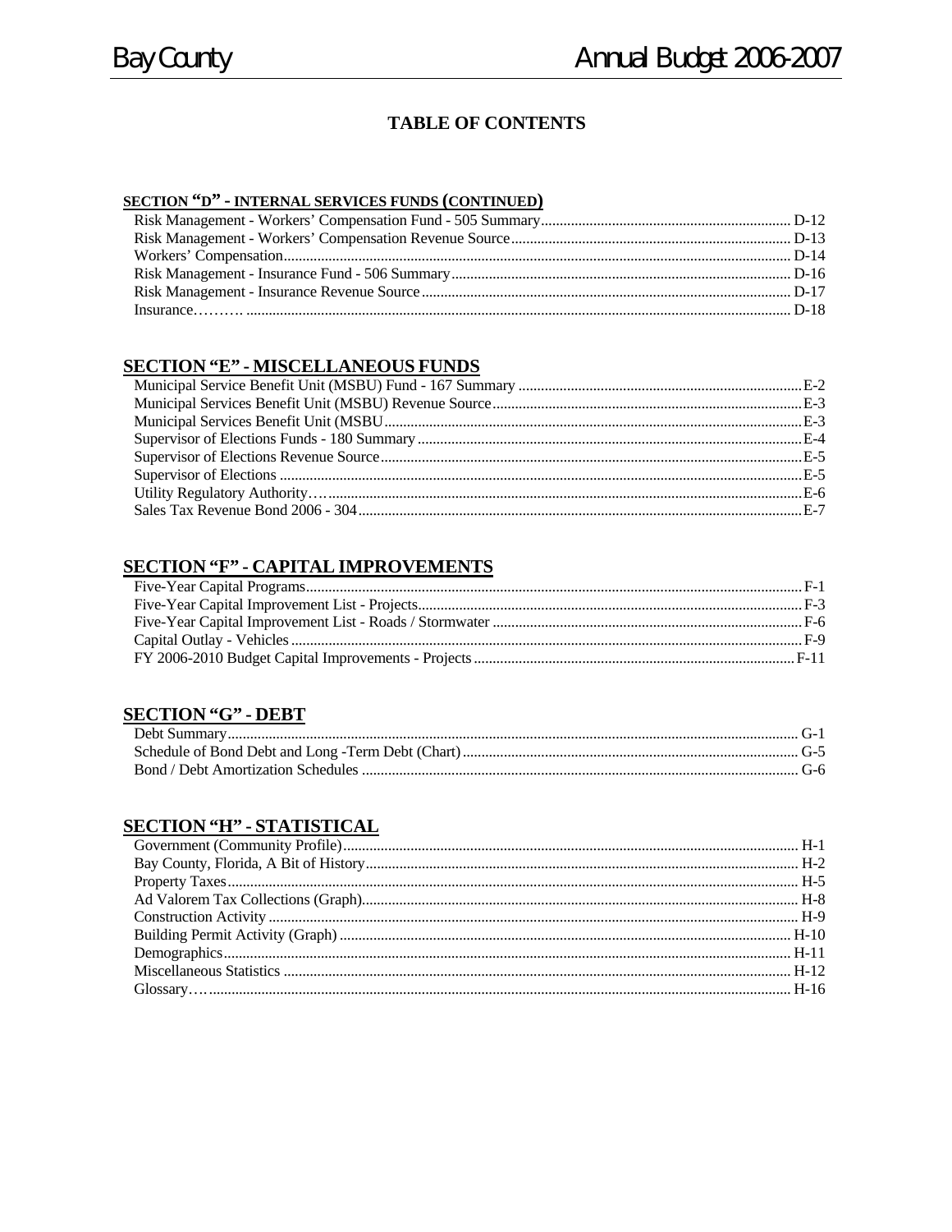## TABLE OF CONTENTS

### SECTION "D" - INTERNAL SERVICES FUNDS (CONTINUED)

- Risk Management - Workers' Compensation Fund - 505 Summary .......... D-12
- Risk Management - Workers' Compensation Revenue Source .......... D-13
- Workers' Compensation .......... D-14
- Risk Management - Insurance Fund - 506 Summary .......... D-16
- Risk Management - Insurance Revenue Source .......... D-17
- Insurance……… .......... D-18

### SECTION "E" - MISCELLANEOUS FUNDS

- Municipal Service Benefit Unit (MSBU) Fund - 167 Summary .......... E-2
- Municipal Services Benefit Unit (MSBU) Revenue Source .......... E-3
- Municipal Services Benefit Unit (MSBU .......... E-3
- Supervisor of Elections Funds - 180 Summary .......... E-4
- Supervisor of Elections Revenue Source .......... E-5
- Supervisor of Elections .......... E-5
- Utility Regulatory Authority…. .......... E-6
- Sales Tax Revenue Bond 2006 - 304 .......... E-7

### SECTION "F" - CAPITAL IMPROVEMENTS

- Five-Year Capital Programs .......... F-1
- Five-Year Capital Improvement List - Projects .......... F-3
- Five-Year Capital Improvement List - Roads / Stormwater .......... F-6
- Capital Outlay - Vehicles .......... F-9
- FY 2006-2010 Budget Capital Improvements - Projects .......... F-11

### SECTION "G" - DEBT

- Debt Summary .......... G-1
- Schedule of Bond Debt and Long -Term Debt (Chart) .......... G-5
- Bond / Debt Amortization Schedules .......... G-6

### SECTION "H" - STATISTICAL

- Government (Community Profile) .......... H-1
- Bay County, Florida, A Bit of History .......... H-2
- Property Taxes .......... H-5
- Ad Valorem Tax Collections (Graph) .......... H-8
- Construction Activity .......... H-9
- Building Permit Activity (Graph) .......... H-10
- Demographics .......... H-11
- Miscellaneous Statistics .......... H-12
- Glossary…. .......... H-16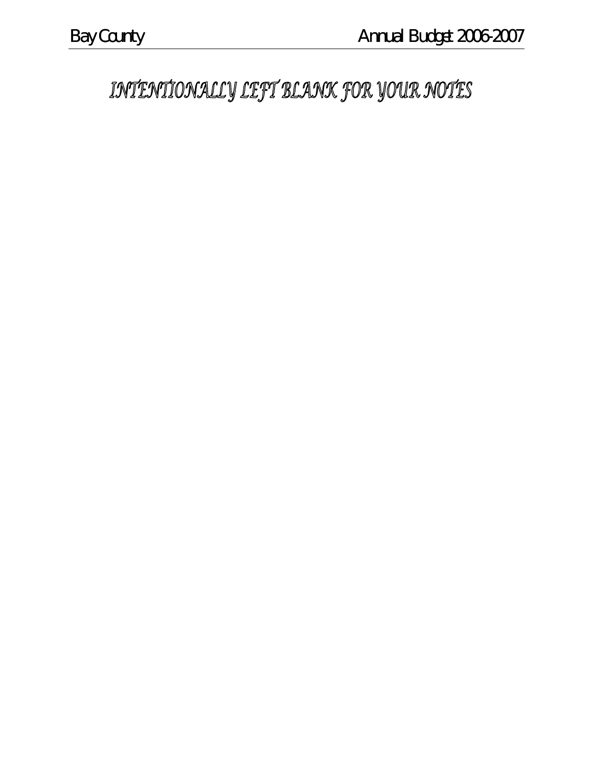# INTENTIONALLY LEFT BLANK FOR YOUR NOTES